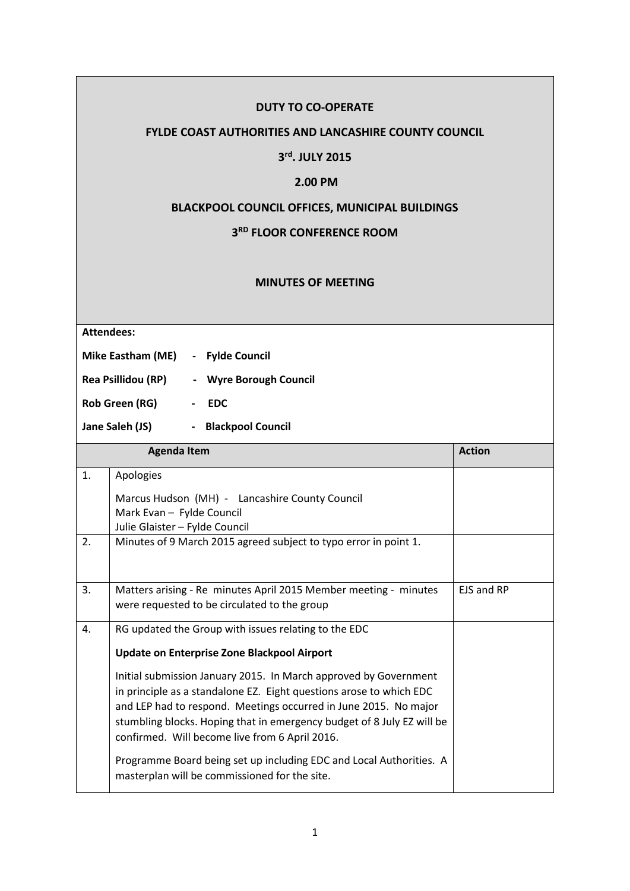**DUTY TO CO-OPERATE**

**FYLDE COAST AUTHORITIES AND LANCASHIRE COUNTY COUNCIL**

**3rd. JULY 2015**

**2.00 PM**

**BLACKPOOL COUNCIL OFFICES, MUNICIPAL BUILDINGS**

**3RD FLOOR CONFERENCE ROOM**

**MINUTES OF MEETING**

**Attendees:**

**Mike Eastham (ME) - Fylde Council**

**Rea Psillidou (RP) - Wyre Borough Council**

**Rob Green (RG) - EDC**

**Jane Saleh (JS) - Blackpool Council**

| | Agenda Item | Action |
|---|---|---|
| 1. | Apologies<br><br>Marcus Hudson (MH) - Lancashire County Council<br>Mark Evan – Fylde Council<br>Julie Glaister – Fylde Council | |
| 2. | Minutes of 9 March 2015 agreed subject to typo error in point 1. | |
| 3. | Matters arising - Re minutes April 2015 Member meeting - minutes were requested to be circulated to the group | EJS and RP |
| 4. | RG updated the Group with issues relating to the EDC<br><br>**Update on Enterprise Zone Blackpool Airport**<br><br>Initial submission January 2015. In March approved by Government in principle as a standalone EZ. Eight questions arose to which EDC and LEP had to respond. Meetings occurred in June 2015. No major stumbling blocks. Hoping that in emergency budget of 8 July EZ will be confirmed. Will become live from 6 April 2016.<br><br>Programme Board being set up including EDC and Local Authorities. A masterplan will be commissioned for the site. | |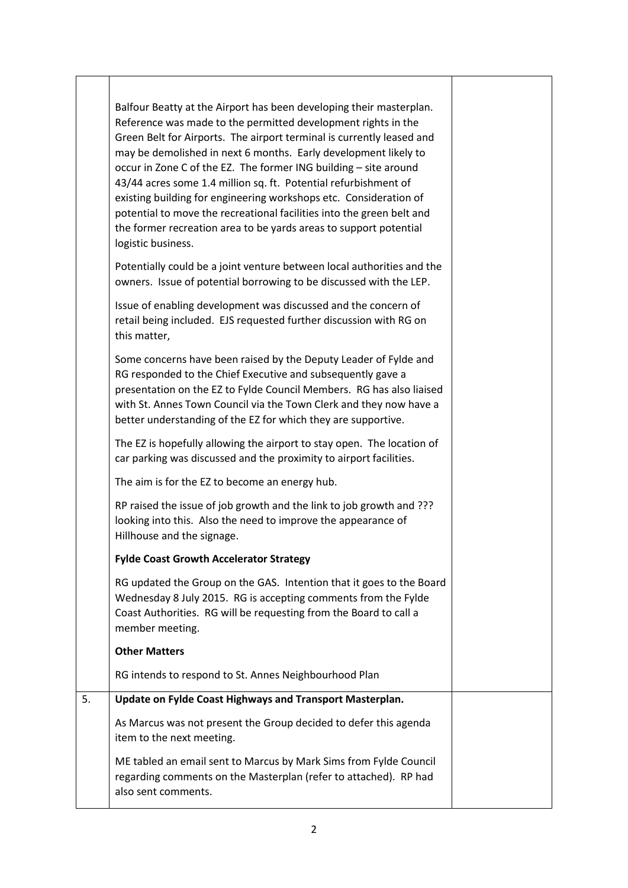| | | |
|---|---|---|
| | Balfour Beatty at the Airport has been developing their masterplan. Reference was made to the permitted development rights in the Green Belt for Airports. The airport terminal is currently leased and may be demolished in next 6 months. Early development likely to occur in Zone C of the EZ. The former ING building – site around 43/44 acres some 1.4 million sq. ft. Potential refurbishment of existing building for engineering workshops etc. Consideration of potential to move the recreational facilities into the green belt and the former recreation area to be yards areas to support potential logistic business.<br><br>Potentially could be a joint venture between local authorities and the owners. Issue of potential borrowing to be discussed with the LEP.<br><br>Issue of enabling development was discussed and the concern of retail being included. EJS requested further discussion with RG on this matter,<br><br>Some concerns have been raised by the Deputy Leader of Fylde and RG responded to the Chief Executive and subsequently gave a presentation on the EZ to Fylde Council Members. RG has also liaised with St. Annes Town Council via the Town Clerk and they now have a better understanding of the EZ for which they are supportive.<br><br>The EZ is hopefully allowing the airport to stay open. The location of car parking was discussed and the proximity to airport facilities.<br><br>The aim is for the EZ to become an energy hub.<br><br>RP raised the issue of job growth and the link to job growth and ??? looking into this. Also the need to improve the appearance of Hillhouse and the signage.<br><br>**Fylde Coast Growth Accelerator Strategy**<br><br>RG updated the Group on the GAS. Intention that it goes to the Board Wednesday 8 July 2015. RG is accepting comments from the Fylde Coast Authorities. RG will be requesting from the Board to call a member meeting.<br><br>**Other Matters**<br><br>RG intends to respond to St. Annes Neighbourhood Plan | |
| 5. | **Update on Fylde Coast Highways and Transport Masterplan.**<br><br>As Marcus was not present the Group decided to defer this agenda item to the next meeting.<br><br>ME tabled an email sent to Marcus by Mark Sims from Fylde Council regarding comments on the Masterplan (refer to attached). RP had also sent comments. | |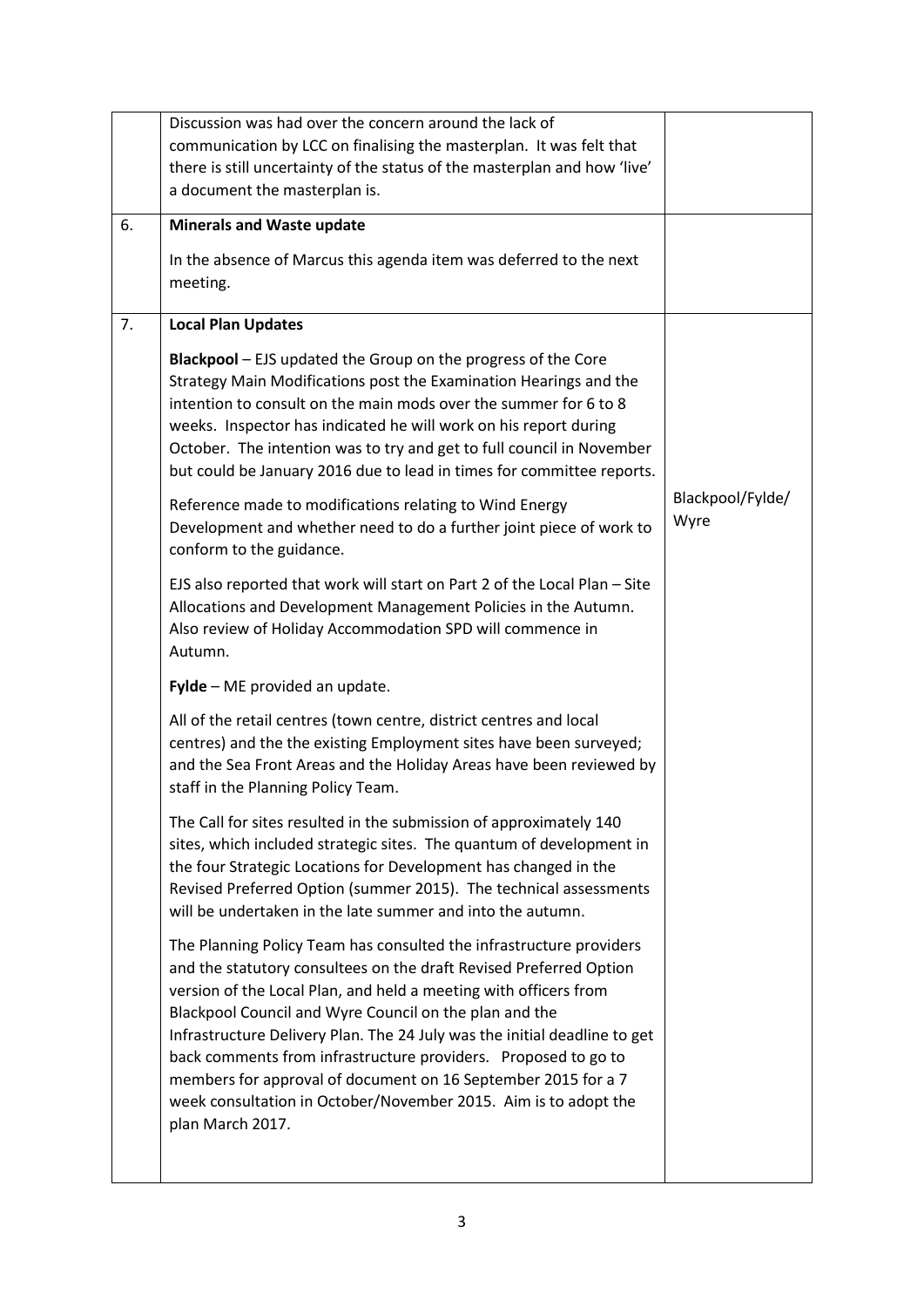| | | |
|---|---|---|
| | Discussion was had over the concern around the lack of communication by LCC on finalising the masterplan. It was felt that there is still uncertainty of the status of the masterplan and how 'live' a document the masterplan is. | |
| 6. | **Minerals and Waste update**<br><br>In the absence of Marcus this agenda item was deferred to the next meeting. | |
| 7. | **Local Plan Updates**<br><br>**Blackpool** – EJS updated the Group on the progress of the Core Strategy Main Modifications post the Examination Hearings and the intention to consult on the main mods over the summer for 6 to 8 weeks. Inspector has indicated he will work on his report during October. The intention was to try and get to full council in November but could be January 2016 due to lead in times for committee reports.<br><br>Reference made to modifications relating to Wind Energy Development and whether need to do a further joint piece of work to conform to the guidance.<br><br>EJS also reported that work will start on Part 2 of the Local Plan – Site Allocations and Development Management Policies in the Autumn. Also review of Holiday Accommodation SPD will commence in Autumn.<br><br>**Fylde** – ME provided an update.<br><br>All of the retail centres (town centre, district centres and local centres) and the the existing Employment sites have been surveyed; and the Sea Front Areas and the Holiday Areas have been reviewed by staff in the Planning Policy Team.<br><br>The Call for sites resulted in the submission of approximately 140 sites, which included strategic sites. The quantum of development in the four Strategic Locations for Development has changed in the Revised Preferred Option (summer 2015). The technical assessments will be undertaken in the late summer and into the autumn.<br><br>The Planning Policy Team has consulted the infrastructure providers and the statutory consultees on the draft Revised Preferred Option version of the Local Plan, and held a meeting with officers from Blackpool Council and Wyre Council on the plan and the Infrastructure Delivery Plan. The 24 July was the initial deadline to get back comments from infrastructure providers. Proposed to go to members for approval of document on 16 September 2015 for a 7 week consultation in October/November 2015. Aim is to adopt the plan March 2017. | Blackpool/Fylde/ Wyre |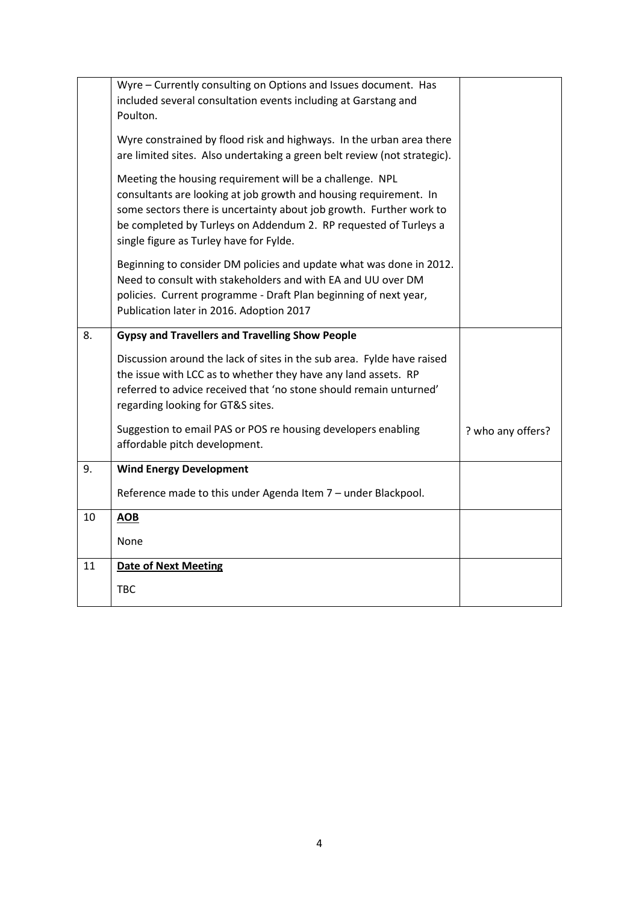| | | |
|---|---|---|
| | Wyre – Currently consulting on Options and Issues document. Has included several consultation events including at Garstang and Poulton.<br><br>Wyre constrained by flood risk and highways. In the urban area there are limited sites. Also undertaking a green belt review (not strategic).<br><br>Meeting the housing requirement will be a challenge. NPL consultants are looking at job growth and housing requirement. In some sectors there is uncertainty about job growth. Further work to be completed by Turleys on Addendum 2. RP requested of Turleys a single figure as Turley have for Fylde.<br><br>Beginning to consider DM policies and update what was done in 2012. Need to consult with stakeholders and with EA and UU over DM policies. Current programme - Draft Plan beginning of next year, Publication later in 2016. Adoption 2017 | |
| 8. | **Gypsy and Travellers and Travelling Show People**<br><br>Discussion around the lack of sites in the sub area. Fylde have raised the issue with LCC as to whether they have any land assets. RP referred to advice received that 'no stone should remain unturned' regarding looking for GT&S sites.<br><br>Suggestion to email PAS or POS re housing developers enabling affordable pitch development. | ? who any offers? |
| 9. | **Wind Energy Development**<br><br>Reference made to this under Agenda Item 7 – under Blackpool. | |
| 10 | **<u>AOB</u>**<br><br>None | |
| 11 | **<u>Date of Next Meeting</u>**<br><br>TBC | |